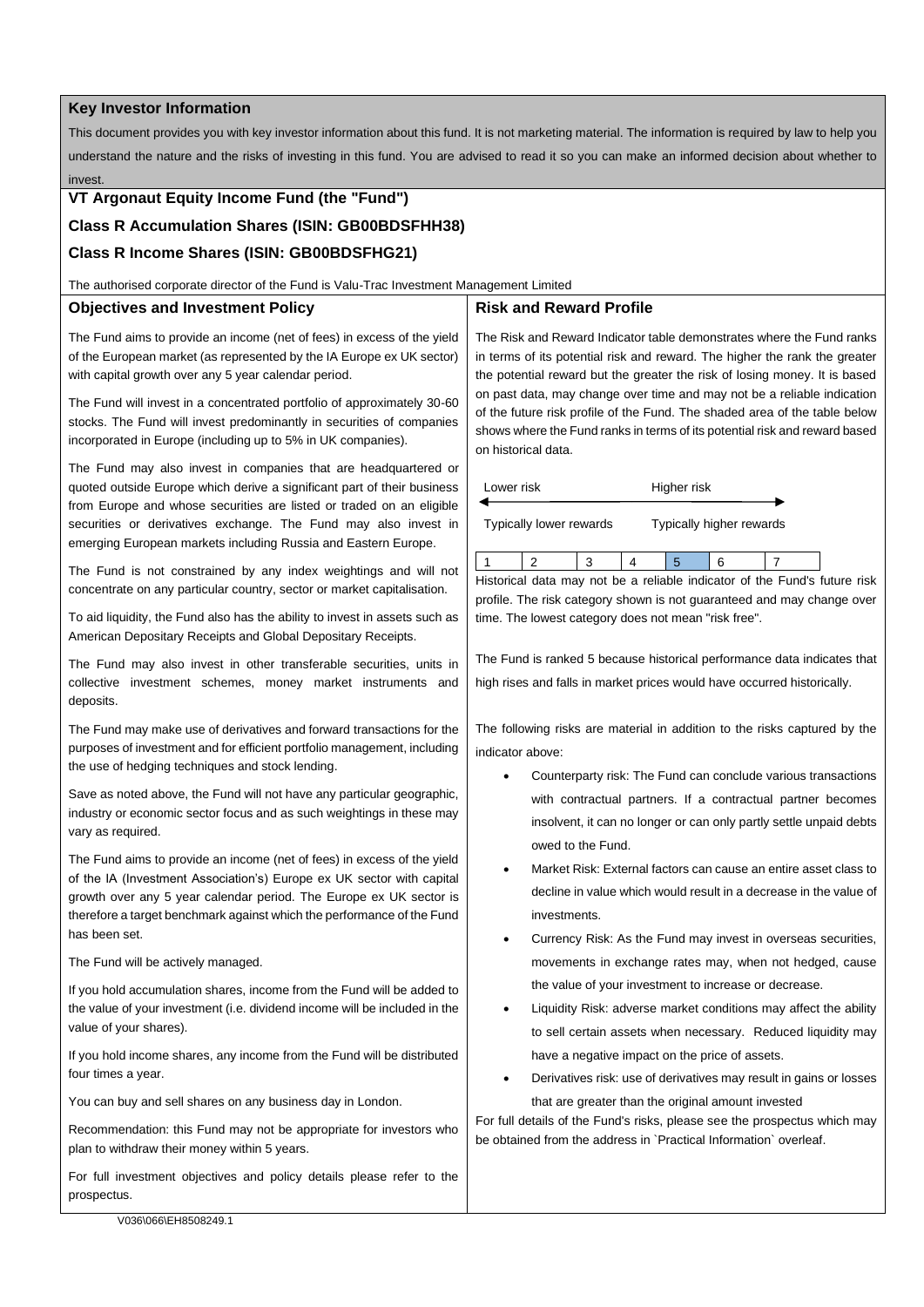## Key Investor Information

This document provides you with key investor information about this fund. It is not marketing material. The information is required by law to help you understand the nature and the risks of investing in this fund. You are advised to read it so you can make an informed decision about whether to invest.

**VT Argonaut Equity Income Fund (the "Fund")**

**Class R Accumulation Shares (ISIN: GB00BDSFHH38)**

**Class R Income Shares (ISIN: GB00BDSFHG21)**

The authorised corporate director of the Fund is Valu-Trac Investment Management Limited

### Objectives and Investment Policy

The Fund aims to provide an income (net of fees) in excess of the yield of the European market (as represented by the IA Europe ex UK sector) with capital growth over any 5 year calendar period.

The Fund will invest in a concentrated portfolio of approximately 30-60 stocks. The Fund will invest predominantly in securities of companies incorporated in Europe (including up to 5% in UK companies).

The Fund may also invest in companies that are headquartered or quoted outside Europe which derive a significant part of their business from Europe and whose securities are listed or traded on an eligible securities or derivatives exchange. The Fund may also invest in emerging European markets including Russia and Eastern Europe.

The Fund is not constrained by any index weightings and will not concentrate on any particular country, sector or market capitalisation.

To aid liquidity, the Fund also has the ability to invest in assets such as American Depositary Receipts and Global Depositary Receipts.

The Fund may also invest in other transferable securities, units in collective investment schemes, money market instruments and deposits.

The Fund may make use of derivatives and forward transactions for the purposes of investment and for efficient portfolio management, including the use of hedging techniques and stock lending.

Save as noted above, the Fund will not have any particular geographic, industry or economic sector focus and as such weightings in these may vary as required.

The Fund aims to provide an income (net of fees) in excess of the yield of the IA (Investment Association's) Europe ex UK sector with capital growth over any 5 year calendar period. The Europe ex UK sector is therefore a target benchmark against which the performance of the Fund has been set.

The Fund will be actively managed.

If you hold accumulation shares, income from the Fund will be added to the value of your investment (i.e. dividend income will be included in the value of your shares).

If you hold income shares, any income from the Fund will be distributed four times a year.

You can buy and sell shares on any business day in London.

Recommendation: this Fund may not be appropriate for investors who plan to withdraw their money within 5 years.

For full investment objectives and policy details please refer to the prospectus.

### Risk and Reward Profile

The Risk and Reward Indicator table demonstrates where the Fund ranks in terms of its potential risk and reward. The higher the rank the greater the potential reward but the greater the risk of losing money. It is based on past data, may change over time and may not be a reliable indication of the future risk profile of the Fund. The shaded area of the table below shows where the Fund ranks in terms of its potential risk and reward based on historical data.

Lower risk ← → Higher risk

Typically lower rewards — Typically higher rewards

| 1 | 2 | 3 | 4 | **5** | 6 | 7 |
|---|---|---|---|---|---|---|

Historical data may not be a reliable indicator of the Fund's future risk profile. The risk category shown is not guaranteed and may change over time. The lowest category does not mean "risk free".

The Fund is ranked 5 because historical performance data indicates that high rises and falls in market prices would have occurred historically.

The following risks are material in addition to the risks captured by the indicator above:

- Counterparty risk: The Fund can conclude various transactions with contractual partners. If a contractual partner becomes insolvent, it can no longer or can only partly settle unpaid debts owed to the Fund.
- Market Risk: External factors can cause an entire asset class to decline in value which would result in a decrease in the value of investments.
- Currency Risk: As the Fund may invest in overseas securities, movements in exchange rates may, when not hedged, cause the value of your investment to increase or decrease.
- Liquidity Risk: adverse market conditions may affect the ability to sell certain assets when necessary. Reduced liquidity may have a negative impact on the price of assets.
- Derivatives risk: use of derivatives may result in gains or losses that are greater than the original amount invested

For full details of the Fund's risks, please see the prospectus which may be obtained from the address in `Practical Information` overleaf.

V036\066\EH8508249.1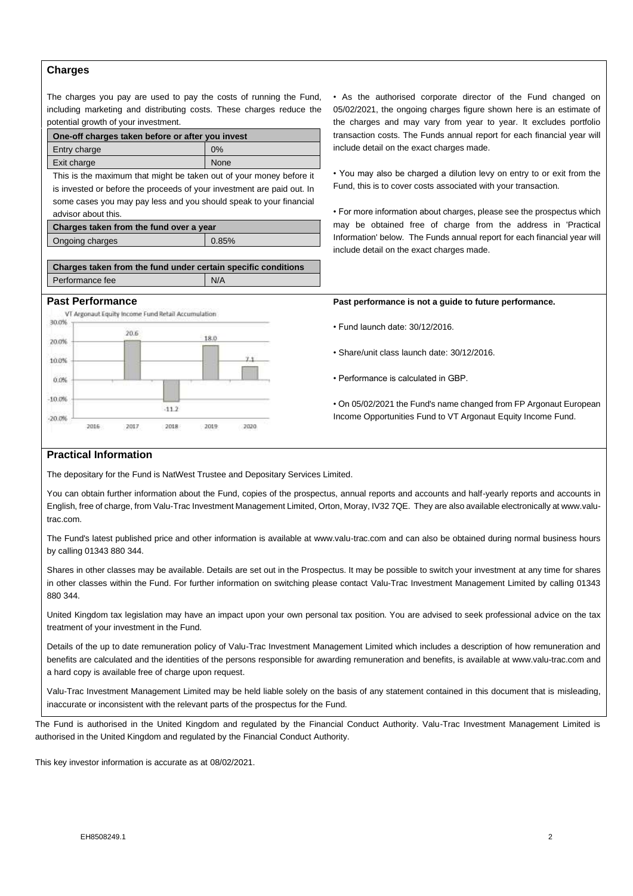## Charges

The charges you pay are used to pay the costs of running the Fund, including marketing and distributing costs. These charges reduce the potential growth of your investment.

| One-off charges taken before or after you invest | |
|---|---|
| Entry charge | 0% |
| Exit charge | None |

This is the maximum that might be taken out of your money before it is invested or before the proceeds of your investment are paid out. In some cases you may pay less and you should speak to your financial advisor about this.

| Charges taken from the fund over a year | |
|---|---|
| Ongoing charges | 0.85% |

| Charges taken from the fund under certain specific conditions | |
|---|---|
| Performance fee | N/A |

• As the authorised corporate director of the Fund changed on 05/02/2021, the ongoing charges figure shown here is an estimate of the charges and may vary from year to year. It excludes portfolio transaction costs. The Funds annual report for each financial year will include detail on the exact charges made.

• You may also be charged a dilution levy on entry to or exit from the Fund, this is to cover costs associated with your transaction.

• For more information about charges, please see the prospectus which may be obtained free of charge from the address in 'Practical Information' below. The Funds annual report for each financial year will include detail on the exact charges made.

## Past Performance

VT Argonaut Equity Income Fund Retail Accumulation

30.0%
20.0%
10.0%
0.0%
-10.0%
-20.0%

20.6
-11.2
18.0
7.1

2016 2017 2018 2019 2020

**Past performance is not a guide to future performance.**

• Fund launch date: 30/12/2016.

• Share/unit class launch date: 30/12/2016.

• Performance is calculated in GBP.

• On 05/02/2021 the Fund's name changed from FP Argonaut European Income Opportunities Fund to VT Argonaut Equity Income Fund.

## Practical Information

The depositary for the Fund is NatWest Trustee and Depositary Services Limited.

You can obtain further information about the Fund, copies of the prospectus, annual reports and accounts and half-yearly reports and accounts in English, free of charge, from Valu-Trac Investment Management Limited, Orton, Moray, IV32 7QE. They are also available electronically at www.valu-trac.com.

The Fund's latest published price and other information is available at www.valu-trac.com and can also be obtained during normal business hours by calling 01343 880 344.

Shares in other classes may be available. Details are set out in the Prospectus. It may be possible to switch your investment at any time for shares in other classes within the Fund. For further information on switching please contact Valu-Trac Investment Management Limited by calling 01343 880 344.

United Kingdom tax legislation may have an impact upon your own personal tax position. You are advised to seek professional advice on the tax treatment of your investment in the Fund.

Details of the up to date remuneration policy of Valu-Trac Investment Management Limited which includes a description of how remuneration and benefits are calculated and the identities of the persons responsible for awarding remuneration and benefits, is available at www.valu-trac.com and a hard copy is available free of charge upon request.

Valu-Trac Investment Management Limited may be held liable solely on the basis of any statement contained in this document that is misleading, inaccurate or inconsistent with the relevant parts of the prospectus for the Fund.

The Fund is authorised in the United Kingdom and regulated by the Financial Conduct Authority. Valu-Trac Investment Management Limited is authorised in the United Kingdom and regulated by the Financial Conduct Authority.

This key investor information is accurate as at 08/02/2021.

EH8508249.1